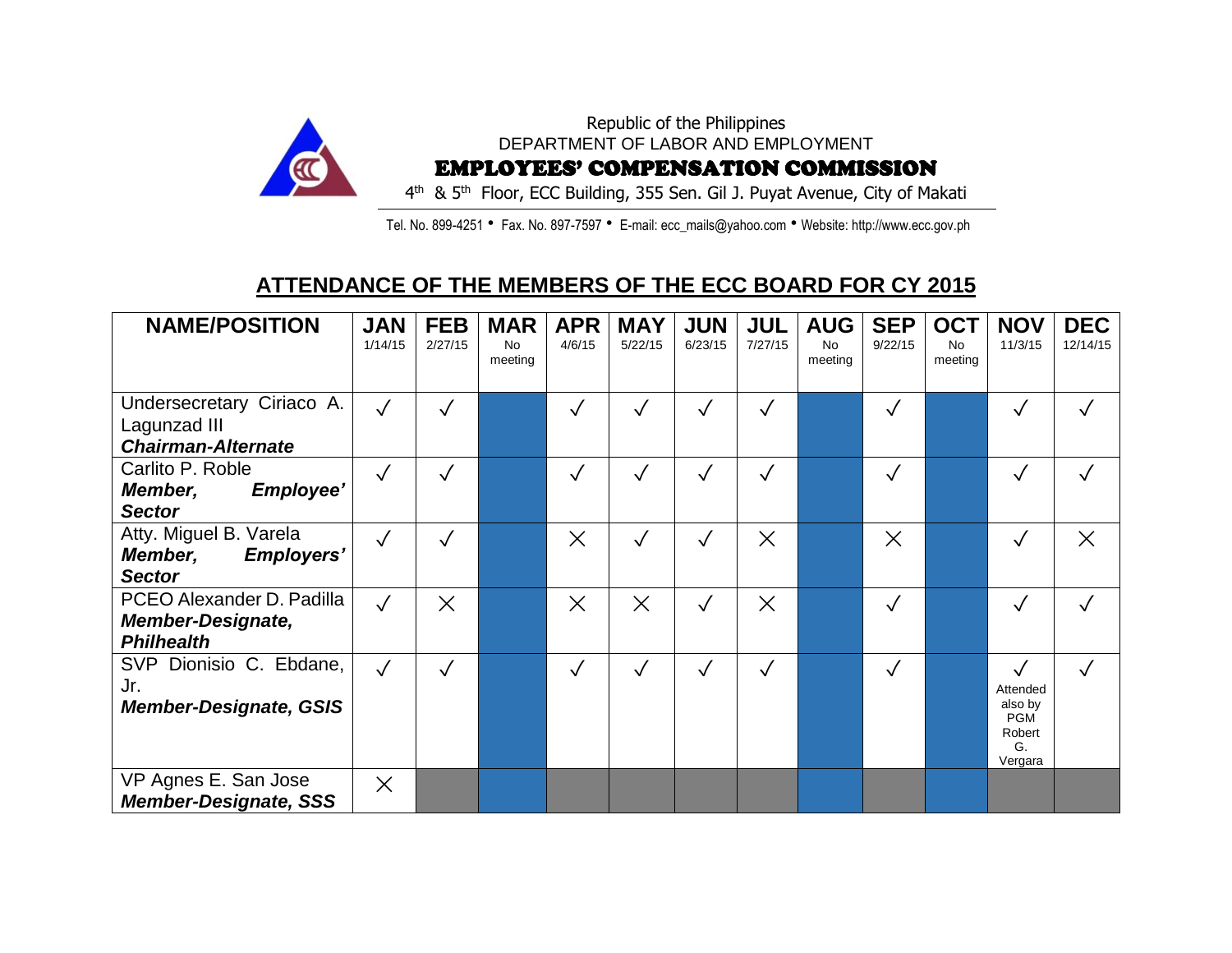Republic of the Philippines

DEPARTMENT OF LABOR AND EMPLOYMENT

**EMPLOYEES' COMPENSATION COMMISSION**

4th & 5th Floor, ECC Building, 355 Sen. Gil J. Puyat Avenue, City of Makati

Tel. No. 899-4251 • Fax. No. 897-7597 • E-mail: ecc_mails@yahoo.com • Website: http://www.ecc.gov.ph

## ATTENDANCE OF THE MEMBERS OF THE ECC BOARD FOR CY 2015

| NAME/POSITION | JAN 1/14/15 | FEB 2/27/15 | MAR No meeting | APR 4/6/15 | MAY 5/22/15 | JUN 6/23/15 | JUL 7/27/15 | AUG No meeting | SEP 9/22/15 | OCT No meeting | NOV 11/3/15 | DEC 12/14/15 |
|---|---|---|---|---|---|---|---|---|---|---|---|---|
| Undersecretary Ciriaco A. Lagunzad III ***Chairman-Alternate*** | ✓ | ✓ | | ✓ | ✓ | ✓ | ✓ | | ✓ | | ✓ | ✓ |
| Carlito P. Roble ***Member, Employee' Sector*** | ✓ | ✓ | | ✓ | ✓ | ✓ | ✓ | | ✓ | | ✓ | ✓ |
| Atty. Miguel B. Varela ***Member, Employers' Sector*** | ✓ | ✓ | | × | ✓ | ✓ | × | | × | | ✓ | × |
| PCEO Alexander D. Padilla ***Member-Designate, Philhealth*** | ✓ | × | | × | × | ✓ | × | | ✓ | | ✓ | ✓ |
| SVP Dionisio C. Ebdane, Jr. ***Member-Designate, GSIS*** | ✓ | ✓ | | ✓ | ✓ | ✓ | ✓ | | ✓ | | ✓ Attended also by PGM Robert G. Vergara | ✓ |
| VP Agnes E. San Jose ***Member-Designate, SSS*** | × | | | | | | | | | | | |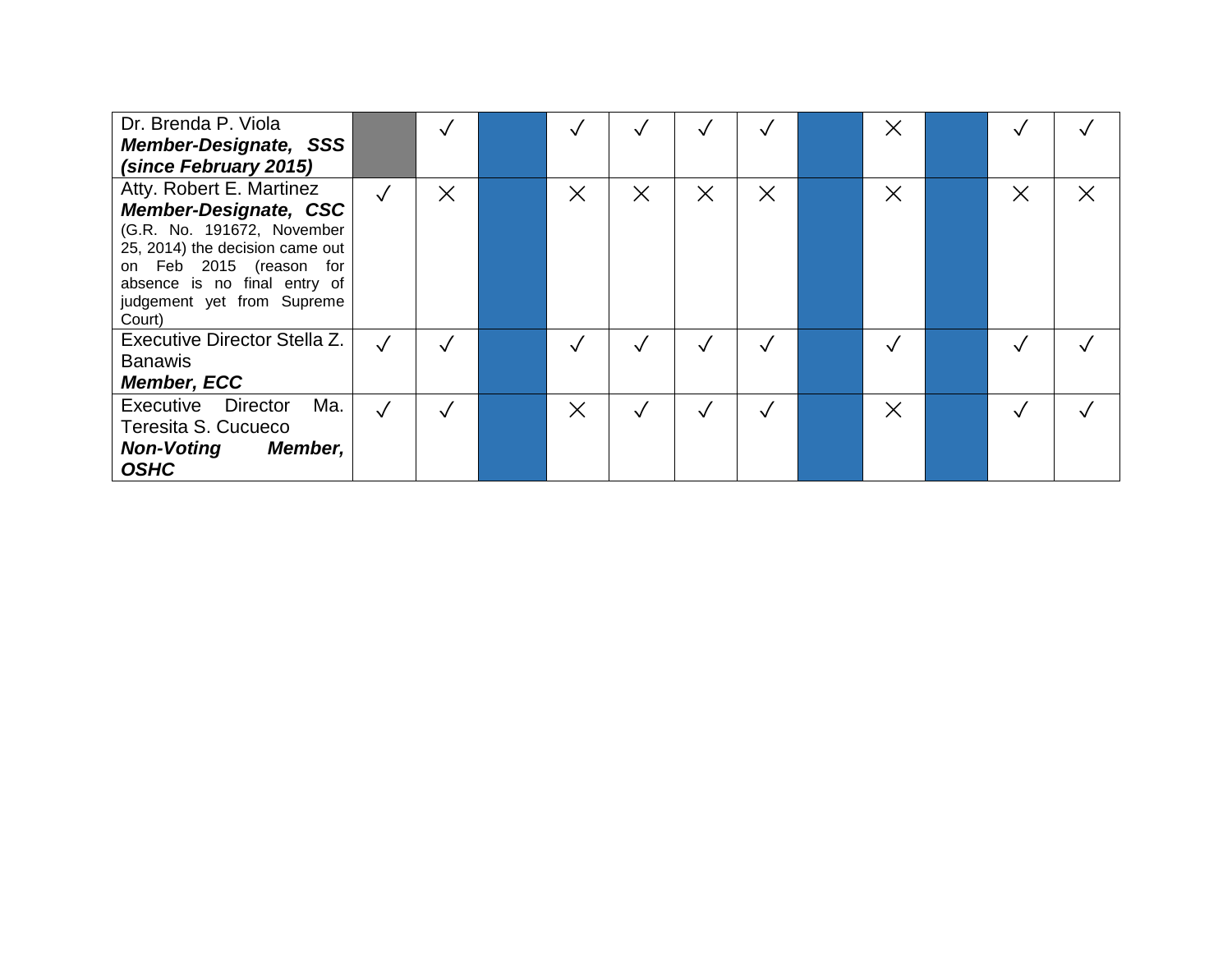| | | | | | | | | | | | | |
|---|---|---|---|---|---|---|---|---|---|---|---|---|
| Dr. Brenda P. Viola ***Member-Designate, SSS (since February 2015)*** | | ✓ | | ✓ | ✓ | ✓ | ✓ | | × | | ✓ | ✓ |
| Atty. Robert E. Martinez ***Member-Designate, CSC*** (G.R. No. 191672, November 25, 2014) the decision came out on Feb 2015 (reason for absence is no final entry of judgement yet from Supreme Court) | ✓ | × | | × | × | × | × | | × | | × | × |
| Executive Director Stella Z. Banawis ***Member, ECC*** | ✓ | ✓ | | ✓ | ✓ | ✓ | ✓ | | ✓ | | ✓ | ✓ |
| Executive Director Ma. Teresita S. Cucueco ***Non-Voting Member, OSHC*** | ✓ | ✓ | | × | ✓ | ✓ | ✓ | | × | | ✓ | ✓ |